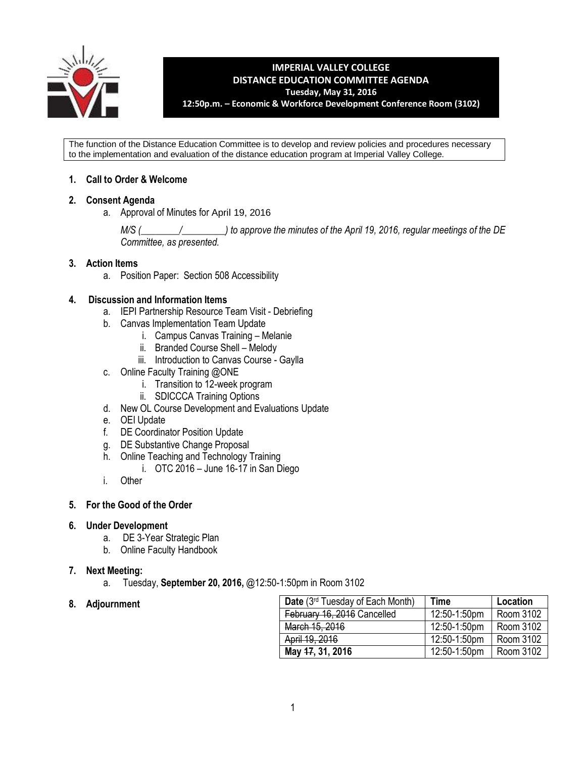# IMPERIAL VALLEY COLLEGE
## DISTANCE EDUCATION COMMITTEE AGENDA
**Tuesday, May 31, 2016**
**12:50p.m. – Economic & Workforce Development Conference Room (3102)**

The function of the Distance Education Committee is to develop and review policies and procedures necessary to the implementation and evaluation of the distance education program at Imperial Valley College.

1. **Call to Order & Welcome**

2. **Consent Agenda**
   a. Approval of Minutes for April 19, 2016

      *M/S (________/________) to approve the minutes of the April 19, 2016, regular meetings of the DE Committee, as presented.*

3. **Action Items**
   a. Position Paper: Section 508 Accessibility

4. **Discussion and Information Items**
   a. IEPI Partnership Resource Team Visit - Debriefing
   b. Canvas Implementation Team Update
      i. Campus Canvas Training – Melanie
      ii. Branded Course Shell – Melody
      iii. Introduction to Canvas Course - Gaylla
   c. Online Faculty Training @ONE
      i. Transition to 12-week program
      ii. SDICCCA Training Options
   d. New OL Course Development and Evaluations Update
   e. OEI Update
   f. DE Coordinator Position Update
   g. DE Substantive Change Proposal
   h. Online Teaching and Technology Training
      i. OTC 2016 – June 16-17 in San Diego
   i. Other

5. **For the Good of the Order**

6. **Under Development**
   a. DE 3-Year Strategic Plan
   b. Online Faculty Handbook

7. **Next Meeting:**
   a. Tuesday, **September 20, 2016,** @12:50-1:50pm in Room 3102

8. **Adjournment**

| **Date** (3rd Tuesday of Each Month) | **Time** | **Location** |
|---|---|---|
| ~~February 16, 2016~~ Cancelled | 12:50-1:50pm | Room 3102 |
| ~~March 15, 2016~~ | 12:50-1:50pm | Room 3102 |
| ~~April 19, 2016~~ | 12:50-1:50pm | Room 3102 |
| **May ~~17~~, 31, 2016** | 12:50-1:50pm | Room 3102 |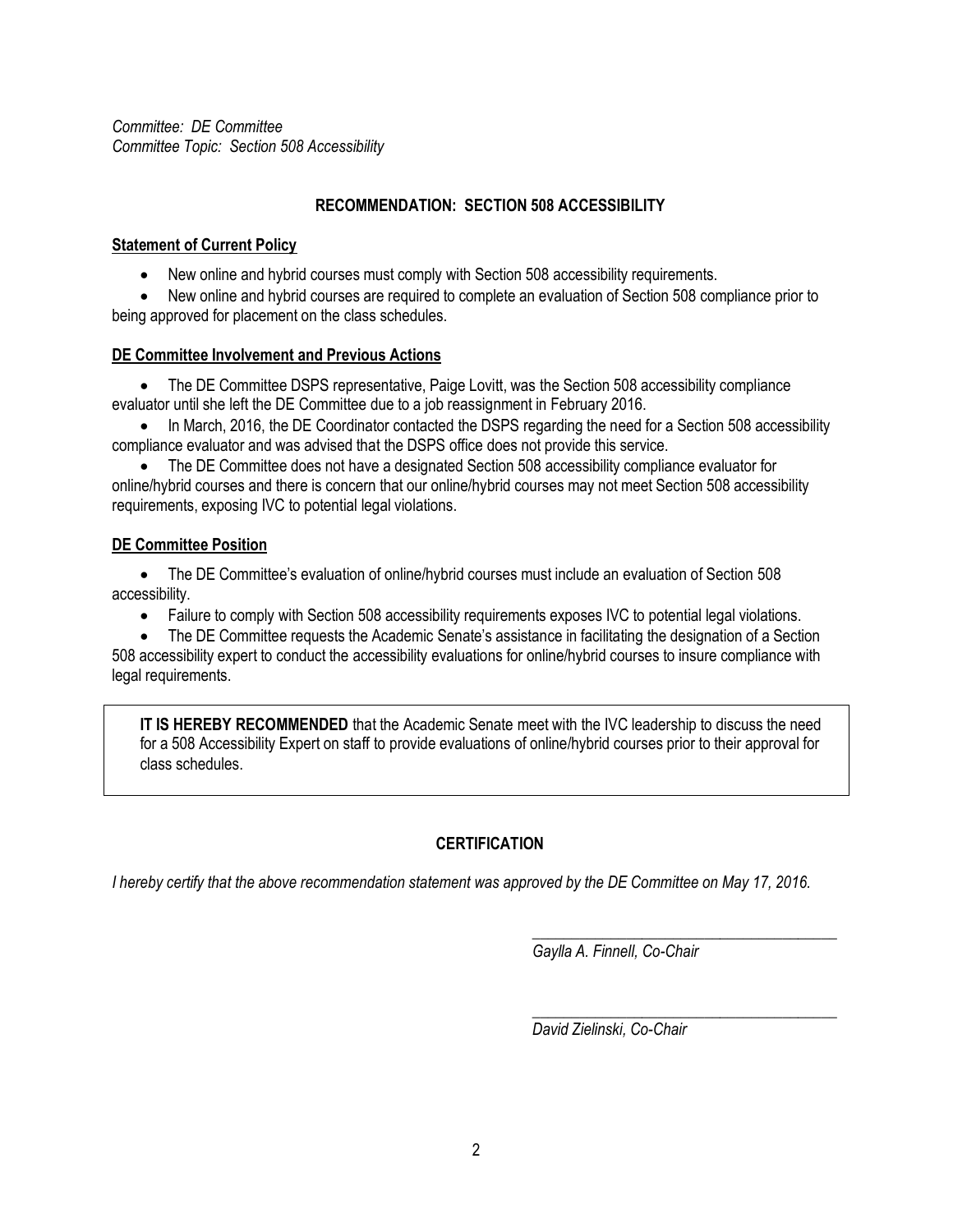*Committee: DE Committee*
*Committee Topic: Section 508 Accessibility*

## RECOMMENDATION: SECTION 508 ACCESSIBILITY

**Statement of Current Policy**

- New online and hybrid courses must comply with Section 508 accessibility requirements.
- New online and hybrid courses are required to complete an evaluation of Section 508 compliance prior to being approved for placement on the class schedules.

**DE Committee Involvement and Previous Actions**

- The DE Committee DSPS representative, Paige Lovitt, was the Section 508 accessibility compliance evaluator until she left the DE Committee due to a job reassignment in February 2016.
- In March, 2016, the DE Coordinator contacted the DSPS regarding the need for a Section 508 accessibility compliance evaluator and was advised that the DSPS office does not provide this service.
- The DE Committee does not have a designated Section 508 accessibility compliance evaluator for online/hybrid courses and there is concern that our online/hybrid courses may not meet Section 508 accessibility requirements, exposing IVC to potential legal violations.

**DE Committee Position**

- The DE Committee's evaluation of online/hybrid courses must include an evaluation of Section 508 accessibility.
- Failure to comply with Section 508 accessibility requirements exposes IVC to potential legal violations.
- The DE Committee requests the Academic Senate's assistance in facilitating the designation of a Section 508 accessibility expert to conduct the accessibility evaluations for online/hybrid courses to insure compliance with legal requirements.

**IT IS HEREBY RECOMMENDED** that the Academic Senate meet with the IVC leadership to discuss the need for a 508 Accessibility Expert on staff to provide evaluations of online/hybrid courses prior to their approval for class schedules.

## CERTIFICATION

*I hereby certify that the above recommendation statement was approved by the DE Committee on May 17, 2016.*

______________________________________
*Gaylla A. Finnell, Co-Chair*

______________________________________
*David Zielinski, Co-Chair*